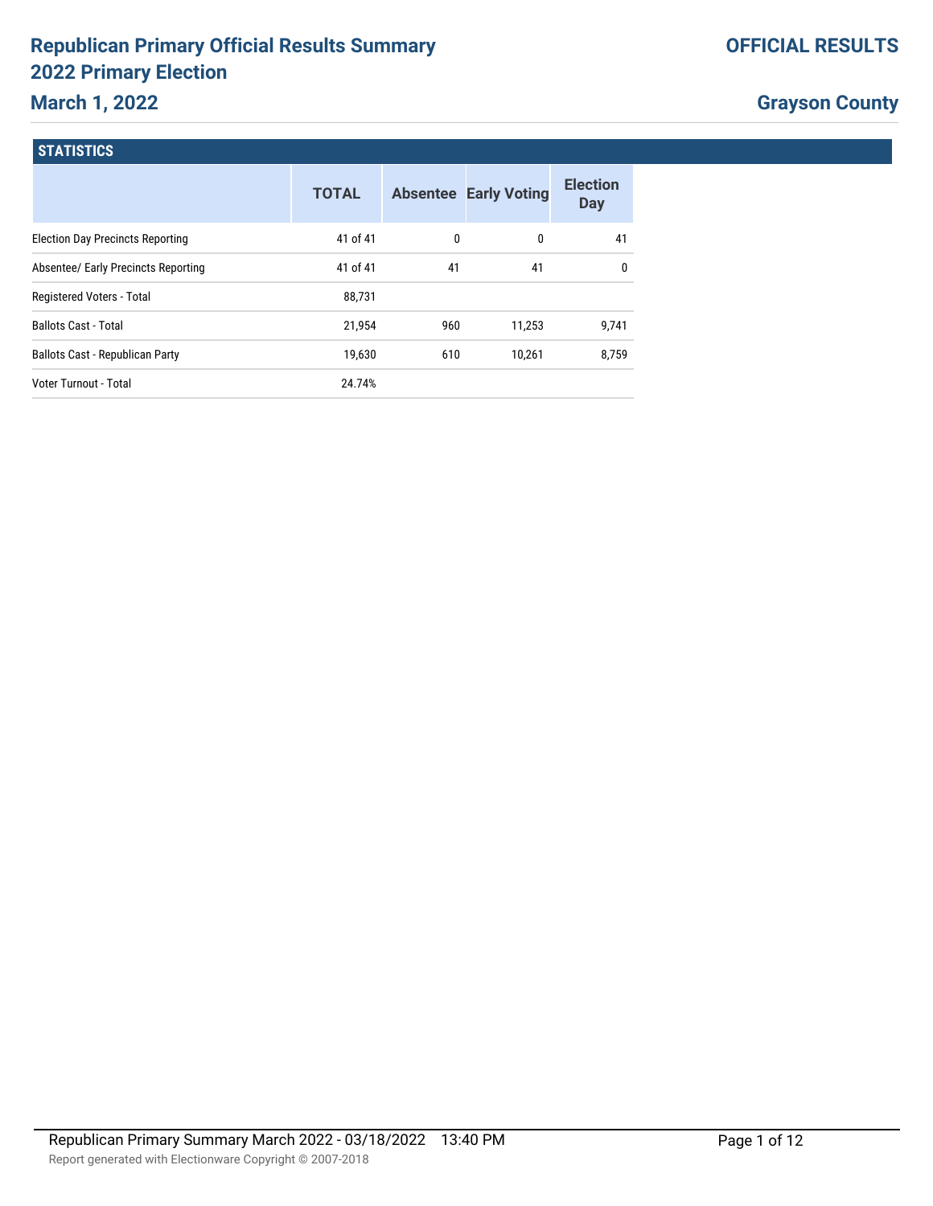# Republican Primary Official Results Summary 2022 Primary Election

## March 1, 2022

**OFFICIAL RESULTS**

**Grayson County**

### STATISTICS

| | TOTAL | Absentee | Early Voting | Election Day |
|---|---|---|---|---|
| Election Day Precincts Reporting | 41 of 41 | 0 | 0 | 41 |
| Absentee/ Early Precincts Reporting | 41 of 41 | 41 | 41 | 0 |
| Registered Voters - Total | 88,731 | | | |
| Ballots Cast - Total | 21,954 | 960 | 11,253 | 9,741 |
| Ballots Cast - Republican Party | 19,630 | 610 | 10,261 | 8,759 |
| Voter Turnout - Total | 24.74% | | | |

Republican Primary Summary March 2022 - 03/18/2022 13:40 PM

Report generated with Electionware Copyright © 2007-2018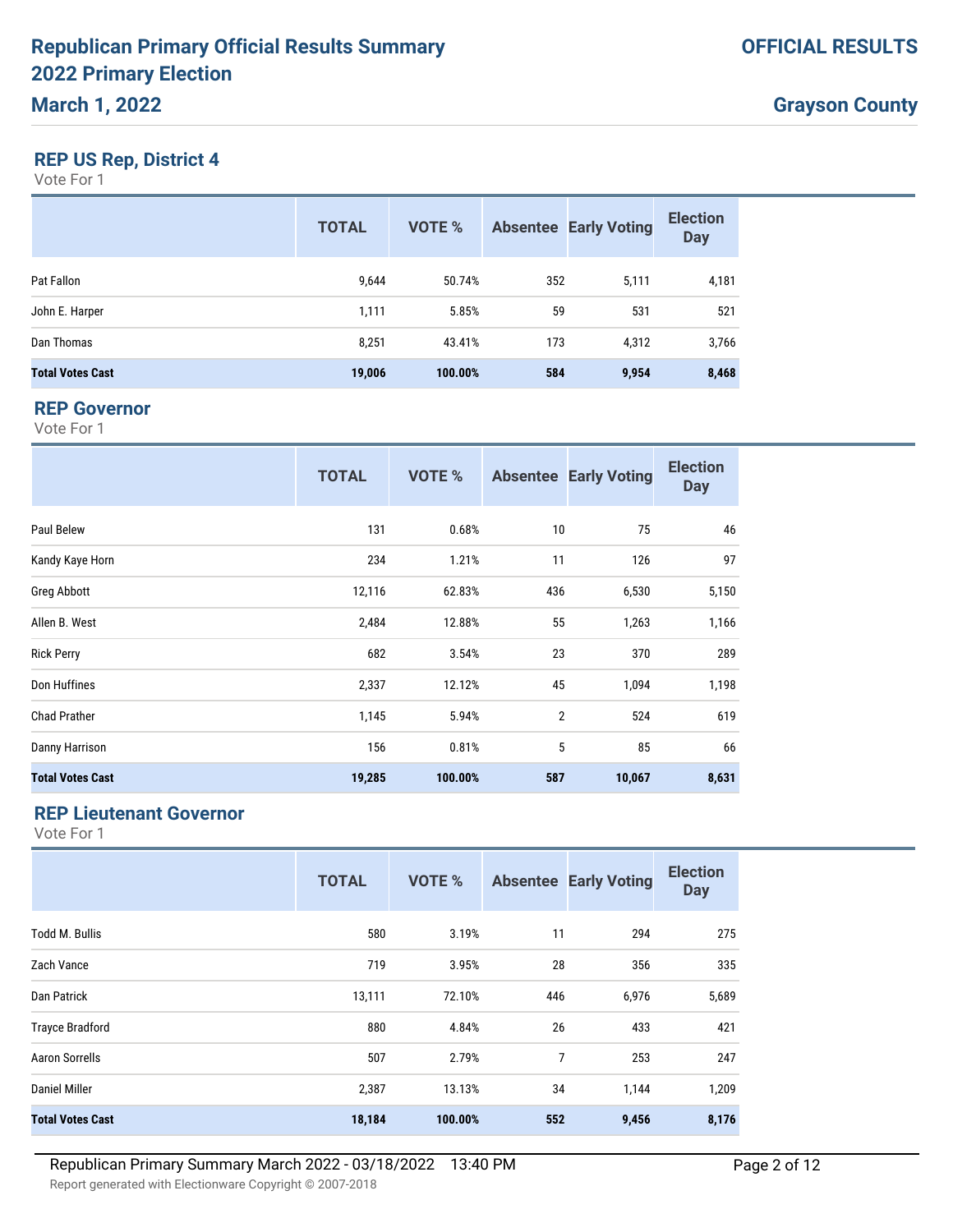# Republican Primary Official Results Summary 2022 Primary Election

**March 1, 2022**

**OFFICIAL RESULTS**

**Grayson County**

## REP US Rep, District 4

Vote For 1

| | TOTAL | VOTE % | Absentee | Early Voting | Election Day |
|---|---|---|---|---|---|
| Pat Fallon | 9,644 | 50.74% | 352 | 5,111 | 4,181 |
| John E. Harper | 1,111 | 5.85% | 59 | 531 | 521 |
| Dan Thomas | 8,251 | 43.41% | 173 | 4,312 | 3,766 |
| **Total Votes Cast** | **19,006** | **100.00%** | **584** | **9,954** | **8,468** |

## REP Governor

Vote For 1

| | TOTAL | VOTE % | Absentee | Early Voting | Election Day |
|---|---|---|---|---|---|
| Paul Belew | 131 | 0.68% | 10 | 75 | 46 |
| Kandy Kaye Horn | 234 | 1.21% | 11 | 126 | 97 |
| Greg Abbott | 12,116 | 62.83% | 436 | 6,530 | 5,150 |
| Allen B. West | 2,484 | 12.88% | 55 | 1,263 | 1,166 |
| Rick Perry | 682 | 3.54% | 23 | 370 | 289 |
| Don Huffines | 2,337 | 12.12% | 45 | 1,094 | 1,198 |
| Chad Prather | 1,145 | 5.94% | 2 | 524 | 619 |
| Danny Harrison | 156 | 0.81% | 5 | 85 | 66 |
| **Total Votes Cast** | **19,285** | **100.00%** | **587** | **10,067** | **8,631** |

## REP Lieutenant Governor

Vote For 1

| | TOTAL | VOTE % | Absentee | Early Voting | Election Day |
|---|---|---|---|---|---|
| Todd M. Bullis | 580 | 3.19% | 11 | 294 | 275 |
| Zach Vance | 719 | 3.95% | 28 | 356 | 335 |
| Dan Patrick | 13,111 | 72.10% | 446 | 6,976 | 5,689 |
| Trayce Bradford | 880 | 4.84% | 26 | 433 | 421 |
| Aaron Sorrells | 507 | 2.79% | 7 | 253 | 247 |
| Daniel Miller | 2,387 | 13.13% | 34 | 1,144 | 1,209 |
| **Total Votes Cast** | **18,184** | **100.00%** | **552** | **9,456** | **8,176** |

Republican Primary Summary March 2022 - 03/18/2022 13:40 PM

Report generated with Electionware Copyright © 2007-2018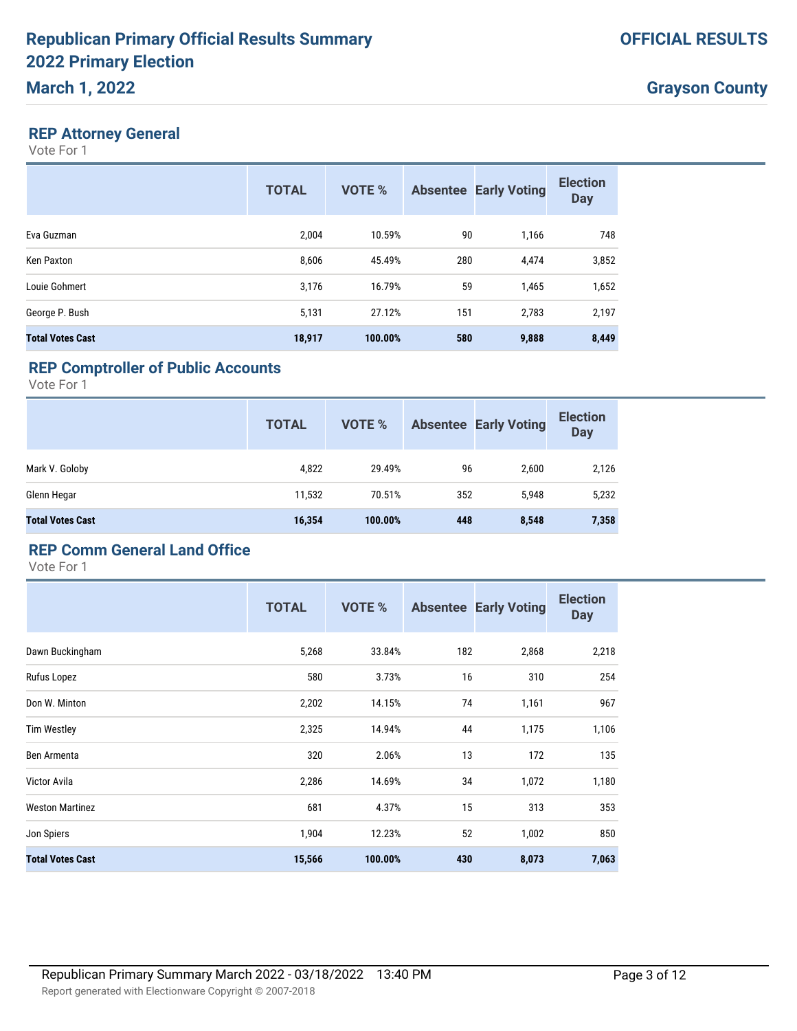# Republican Primary Official Results Summary 2022 Primary Election

**March 1, 2022**

**OFFICIAL RESULTS**

**Grayson County**

## REP Attorney General

Vote For 1

| | TOTAL | VOTE % | Absentee | Early Voting | Election Day |
|---|---|---|---|---|---|
| Eva Guzman | 2,004 | 10.59% | 90 | 1,166 | 748 |
| Ken Paxton | 8,606 | 45.49% | 280 | 4,474 | 3,852 |
| Louie Gohmert | 3,176 | 16.79% | 59 | 1,465 | 1,652 |
| George P. Bush | 5,131 | 27.12% | 151 | 2,783 | 2,197 |
| **Total Votes Cast** | **18,917** | **100.00%** | **580** | **9,888** | **8,449** |

## REP Comptroller of Public Accounts

Vote For 1

| | TOTAL | VOTE % | Absentee | Early Voting | Election Day |
|---|---|---|---|---|---|
| Mark V. Goloby | 4,822 | 29.49% | 96 | 2,600 | 2,126 |
| Glenn Hegar | 11,532 | 70.51% | 352 | 5,948 | 5,232 |
| **Total Votes Cast** | **16,354** | **100.00%** | **448** | **8,548** | **7,358** |

## REP Comm General Land Office

Vote For 1

| | TOTAL | VOTE % | Absentee | Early Voting | Election Day |
|---|---|---|---|---|---|
| Dawn Buckingham | 5,268 | 33.84% | 182 | 2,868 | 2,218 |
| Rufus Lopez | 580 | 3.73% | 16 | 310 | 254 |
| Don W. Minton | 2,202 | 14.15% | 74 | 1,161 | 967 |
| Tim Westley | 2,325 | 14.94% | 44 | 1,175 | 1,106 |
| Ben Armenta | 320 | 2.06% | 13 | 172 | 135 |
| Victor Avila | 2,286 | 14.69% | 34 | 1,072 | 1,180 |
| Weston Martinez | 681 | 4.37% | 15 | 313 | 353 |
| Jon Spiers | 1,904 | 12.23% | 52 | 1,002 | 850 |
| **Total Votes Cast** | **15,566** | **100.00%** | **430** | **8,073** | **7,063** |

Republican Primary Summary March 2022 - 03/18/2022 13:40 PM

Report generated with Electionware Copyright © 2007-2018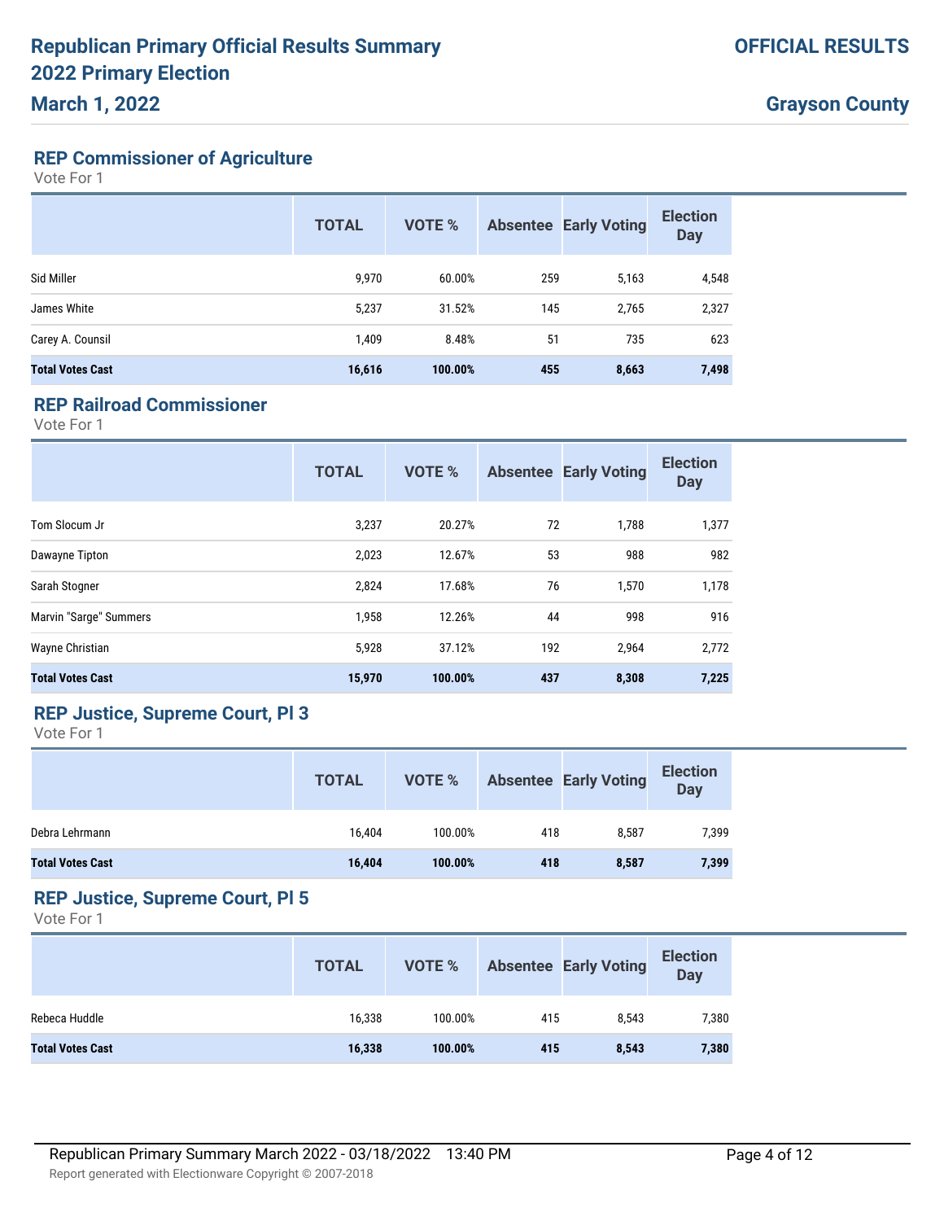# Republican Primary Official Results Summary 2022 Primary Election

## March 1, 2022

**OFFICIAL RESULTS**

**Grayson County**

### REP Commissioner of Agriculture

Vote For 1

| | TOTAL | VOTE % | Absentee | Early Voting | Election Day |
|---|---|---|---|---|---|
| Sid Miller | 9,970 | 60.00% | 259 | 5,163 | 4,548 |
| James White | 5,237 | 31.52% | 145 | 2,765 | 2,327 |
| Carey A. Counsil | 1,409 | 8.48% | 51 | 735 | 623 |
| **Total Votes Cast** | **16,616** | **100.00%** | **455** | **8,663** | **7,498** |

### REP Railroad Commissioner

Vote For 1

| | TOTAL | VOTE % | Absentee | Early Voting | Election Day |
|---|---|---|---|---|---|
| Tom Slocum Jr | 3,237 | 20.27% | 72 | 1,788 | 1,377 |
| Dawayne Tipton | 2,023 | 12.67% | 53 | 988 | 982 |
| Sarah Stogner | 2,824 | 17.68% | 76 | 1,570 | 1,178 |
| Marvin "Sarge" Summers | 1,958 | 12.26% | 44 | 998 | 916 |
| Wayne Christian | 5,928 | 37.12% | 192 | 2,964 | 2,772 |
| **Total Votes Cast** | **15,970** | **100.00%** | **437** | **8,308** | **7,225** |

### REP Justice, Supreme Court, Pl 3

Vote For 1

| | TOTAL | VOTE % | Absentee | Early Voting | Election Day |
|---|---|---|---|---|---|
| Debra Lehrmann | 16,404 | 100.00% | 418 | 8,587 | 7,399 |
| **Total Votes Cast** | **16,404** | **100.00%** | **418** | **8,587** | **7,399** |

### REP Justice, Supreme Court, Pl 5

Vote For 1

| | TOTAL | VOTE % | Absentee | Early Voting | Election Day |
|---|---|---|---|---|---|
| Rebeca Huddle | 16,338 | 100.00% | 415 | 8,543 | 7,380 |
| **Total Votes Cast** | **16,338** | **100.00%** | **415** | **8,543** | **7,380** |

Republican Primary Summary March 2022 - 03/18/2022 13:40 PM

Report generated with Electionware Copyright © 2007-2018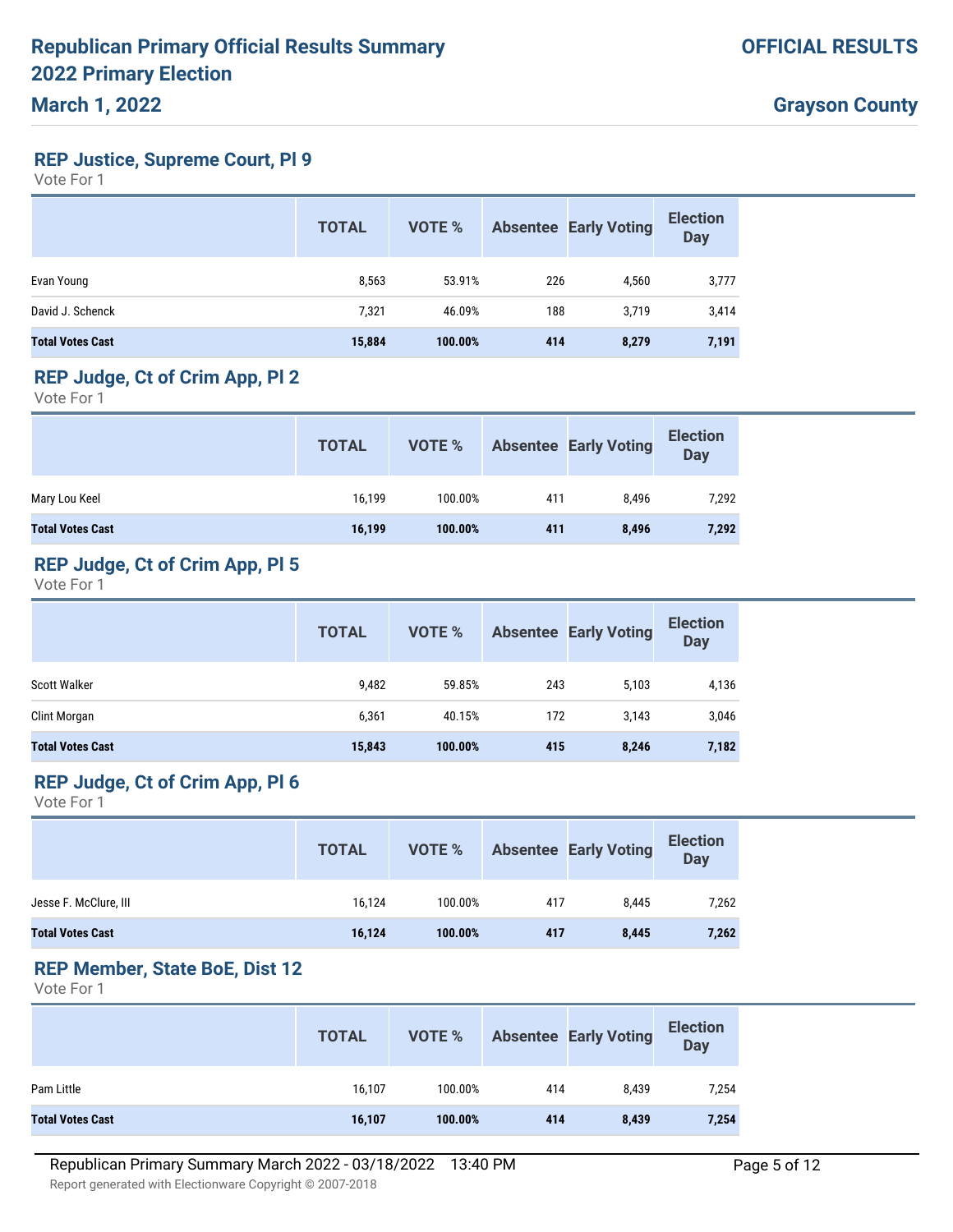# Republican Primary Official Results Summary 2022 Primary Election

## March 1, 2022

**OFFICIAL RESULTS**

**Grayson County**

### REP Justice, Supreme Court, Pl 9

Vote For 1

| | TOTAL | VOTE % | Absentee | Early Voting | Election Day |
|---|---|---|---|---|---|
| Evan Young | 8,563 | 53.91% | 226 | 4,560 | 3,777 |
| David J. Schenck | 7,321 | 46.09% | 188 | 3,719 | 3,414 |
| **Total Votes Cast** | **15,884** | **100.00%** | **414** | **8,279** | **7,191** |

### REP Judge, Ct of Crim App, Pl 2

Vote For 1

| | TOTAL | VOTE % | Absentee | Early Voting | Election Day |
|---|---|---|---|---|---|
| Mary Lou Keel | 16,199 | 100.00% | 411 | 8,496 | 7,292 |
| **Total Votes Cast** | **16,199** | **100.00%** | **411** | **8,496** | **7,292** |

### REP Judge, Ct of Crim App, Pl 5

Vote For 1

| | TOTAL | VOTE % | Absentee | Early Voting | Election Day |
|---|---|---|---|---|---|
| Scott Walker | 9,482 | 59.85% | 243 | 5,103 | 4,136 |
| Clint Morgan | 6,361 | 40.15% | 172 | 3,143 | 3,046 |
| **Total Votes Cast** | **15,843** | **100.00%** | **415** | **8,246** | **7,182** |

### REP Judge, Ct of Crim App, Pl 6

Vote For 1

| | TOTAL | VOTE % | Absentee | Early Voting | Election Day |
|---|---|---|---|---|---|
| Jesse F. McClure, III | 16,124 | 100.00% | 417 | 8,445 | 7,262 |
| **Total Votes Cast** | **16,124** | **100.00%** | **417** | **8,445** | **7,262** |

### REP Member, State BoE, Dist 12

Vote For 1

| | TOTAL | VOTE % | Absentee | Early Voting | Election Day |
|---|---|---|---|---|---|
| Pam Little | 16,107 | 100.00% | 414 | 8,439 | 7,254 |
| **Total Votes Cast** | **16,107** | **100.00%** | **414** | **8,439** | **7,254** |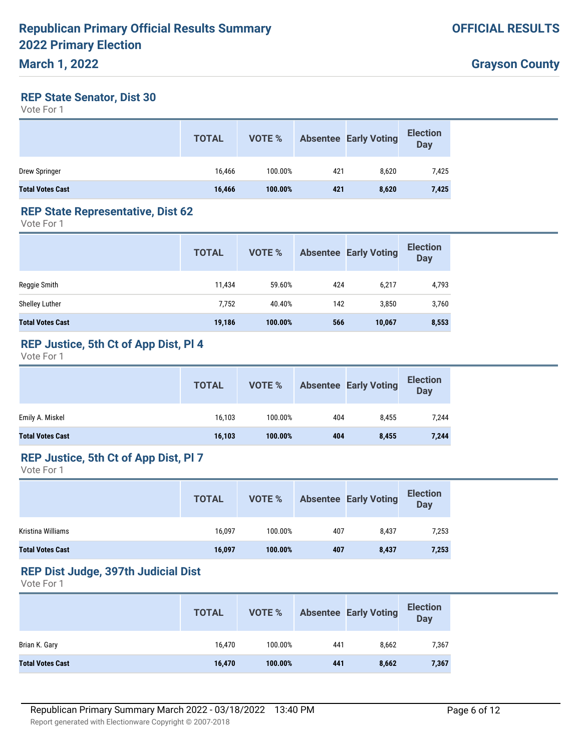# Republican Primary Official Results Summary 2022 Primary Election

**March 1, 2022**

**OFFICIAL RESULTS**

**Grayson County**

## REP State Senator, Dist 30

Vote For 1

| | TOTAL | VOTE % | Absentee | Early Voting | Election Day |
|---|---|---|---|---|---|
| Drew Springer | 16,466 | 100.00% | 421 | 8,620 | 7,425 |
| **Total Votes Cast** | **16,466** | **100.00%** | **421** | **8,620** | **7,425** |

## REP State Representative, Dist 62

Vote For 1

| | TOTAL | VOTE % | Absentee | Early Voting | Election Day |
|---|---|---|---|---|---|
| Reggie Smith | 11,434 | 59.60% | 424 | 6,217 | 4,793 |
| Shelley Luther | 7,752 | 40.40% | 142 | 3,850 | 3,760 |
| **Total Votes Cast** | **19,186** | **100.00%** | **566** | **10,067** | **8,553** |

## REP Justice, 5th Ct of App Dist, Pl 4

Vote For 1

| | TOTAL | VOTE % | Absentee | Early Voting | Election Day |
|---|---|---|---|---|---|
| Emily A. Miskel | 16,103 | 100.00% | 404 | 8,455 | 7,244 |
| **Total Votes Cast** | **16,103** | **100.00%** | **404** | **8,455** | **7,244** |

## REP Justice, 5th Ct of App Dist, Pl 7

Vote For 1

| | TOTAL | VOTE % | Absentee | Early Voting | Election Day |
|---|---|---|---|---|---|
| Kristina Williams | 16,097 | 100.00% | 407 | 8,437 | 7,253 |
| **Total Votes Cast** | **16,097** | **100.00%** | **407** | **8,437** | **7,253** |

## REP Dist Judge, 397th Judicial Dist

Vote For 1

| | TOTAL | VOTE % | Absentee | Early Voting | Election Day |
|---|---|---|---|---|---|
| Brian K. Gary | 16,470 | 100.00% | 441 | 8,662 | 7,367 |
| **Total Votes Cast** | **16,470** | **100.00%** | **441** | **8,662** | **7,367** |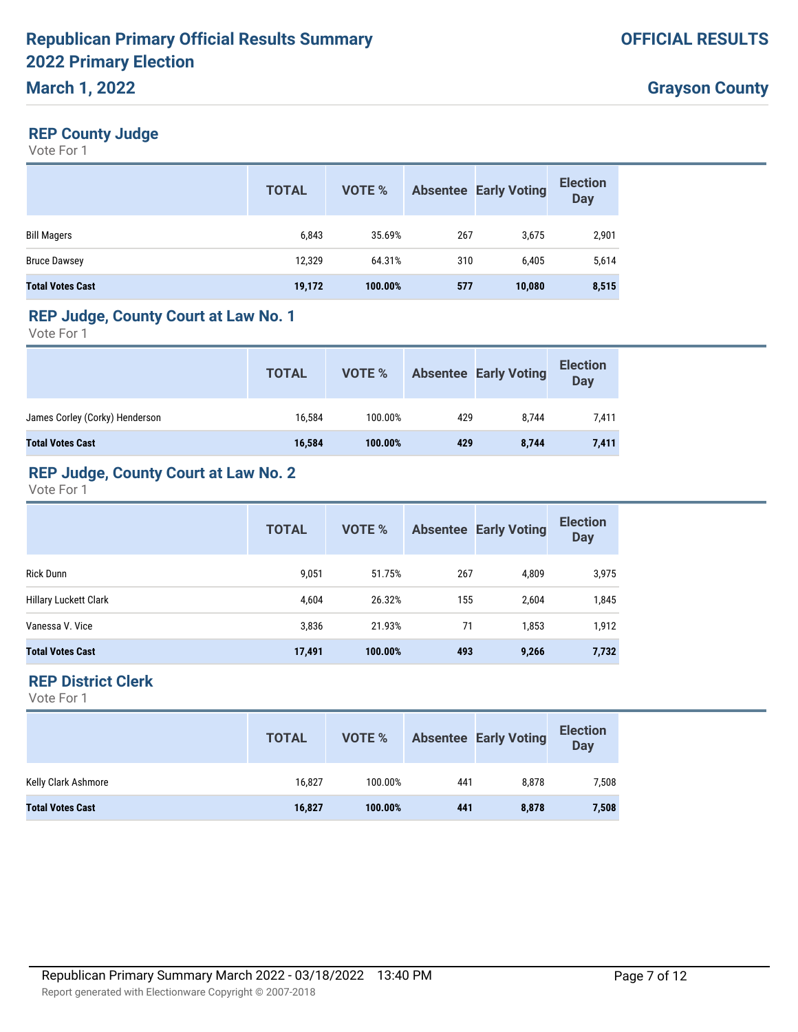# Republican Primary Official Results Summary 2022 Primary Election

**March 1, 2022**

**OFFICIAL RESULTS**

**Grayson County**

## REP County Judge

Vote For 1

| | TOTAL | VOTE % | Absentee | Early Voting | Election Day |
|---|---|---|---|---|---|
| Bill Magers | 6,843 | 35.69% | 267 | 3,675 | 2,901 |
| Bruce Dawsey | 12,329 | 64.31% | 310 | 6,405 | 5,614 |
| **Total Votes Cast** | **19,172** | **100.00%** | **577** | **10,080** | **8,515** |

## REP Judge, County Court at Law No. 1

Vote For 1

| | TOTAL | VOTE % | Absentee | Early Voting | Election Day |
|---|---|---|---|---|---|
| James Corley (Corky) Henderson | 16,584 | 100.00% | 429 | 8,744 | 7,411 |
| **Total Votes Cast** | **16,584** | **100.00%** | **429** | **8,744** | **7,411** |

## REP Judge, County Court at Law No. 2

Vote For 1

| | TOTAL | VOTE % | Absentee | Early Voting | Election Day |
|---|---|---|---|---|---|
| Rick Dunn | 9,051 | 51.75% | 267 | 4,809 | 3,975 |
| Hillary Luckett Clark | 4,604 | 26.32% | 155 | 2,604 | 1,845 |
| Vanessa V. Vice | 3,836 | 21.93% | 71 | 1,853 | 1,912 |
| **Total Votes Cast** | **17,491** | **100.00%** | **493** | **9,266** | **7,732** |

## REP District Clerk

Vote For 1

| | TOTAL | VOTE % | Absentee | Early Voting | Election Day |
|---|---|---|---|---|---|
| Kelly Clark Ashmore | 16,827 | 100.00% | 441 | 8,878 | 7,508 |
| **Total Votes Cast** | **16,827** | **100.00%** | **441** | **8,878** | **7,508** |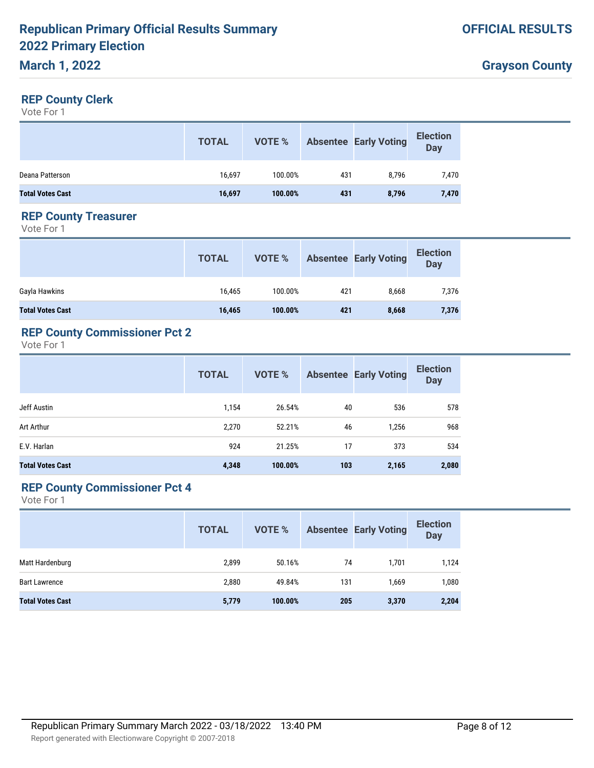# Republican Primary Official Results Summary 2022 Primary Election

**March 1, 2022**

**OFFICIAL RESULTS**

**Grayson County**

## REP County Clerk

Vote For 1

| | TOTAL | VOTE % | Absentee | Early Voting | Election Day |
|---|---|---|---|---|---|
| Deana Patterson | 16,697 | 100.00% | 431 | 8,796 | 7,470 |
| **Total Votes Cast** | **16,697** | **100.00%** | **431** | **8,796** | **7,470** |

## REP County Treasurer

Vote For 1

| | TOTAL | VOTE % | Absentee | Early Voting | Election Day |
|---|---|---|---|---|---|
| Gayla Hawkins | 16,465 | 100.00% | 421 | 8,668 | 7,376 |
| **Total Votes Cast** | **16,465** | **100.00%** | **421** | **8,668** | **7,376** |

## REP County Commissioner Pct 2

Vote For 1

| | TOTAL | VOTE % | Absentee | Early Voting | Election Day |
|---|---|---|---|---|---|
| Jeff Austin | 1,154 | 26.54% | 40 | 536 | 578 |
| Art Arthur | 2,270 | 52.21% | 46 | 1,256 | 968 |
| E.V. Harlan | 924 | 21.25% | 17 | 373 | 534 |
| **Total Votes Cast** | **4,348** | **100.00%** | **103** | **2,165** | **2,080** |

## REP County Commissioner Pct 4

Vote For 1

| | TOTAL | VOTE % | Absentee | Early Voting | Election Day |
|---|---|---|---|---|---|
| Matt Hardenburg | 2,899 | 50.16% | 74 | 1,701 | 1,124 |
| Bart Lawrence | 2,880 | 49.84% | 131 | 1,669 | 1,080 |
| **Total Votes Cast** | **5,779** | **100.00%** | **205** | **3,370** | **2,204** |

Republican Primary Summary March 2022 - 03/18/2022 13:40 PM

Report generated with Electionware Copyright © 2007-2018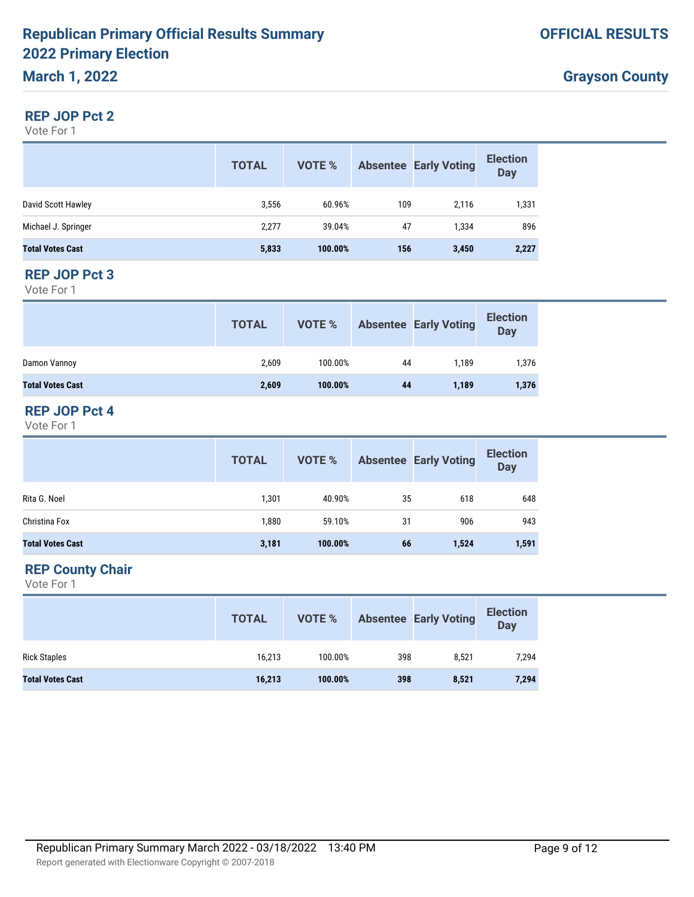# Republican Primary Official Results Summary 2022 Primary Election

**March 1, 2022**

**OFFICIAL RESULTS**

**Grayson County**

## REP JOP Pct 2

Vote For 1

| | TOTAL | VOTE % | Absentee | Early Voting | Election Day |
|---|---|---|---|---|---|
| David Scott Hawley | 3,556 | 60.96% | 109 | 2,116 | 1,331 |
| Michael J. Springer | 2,277 | 39.04% | 47 | 1,334 | 896 |
| **Total Votes Cast** | **5,833** | **100.00%** | **156** | **3,450** | **2,227** |

## REP JOP Pct 3

Vote For 1

| | TOTAL | VOTE % | Absentee | Early Voting | Election Day |
|---|---|---|---|---|---|
| Damon Vannoy | 2,609 | 100.00% | 44 | 1,189 | 1,376 |
| **Total Votes Cast** | **2,609** | **100.00%** | **44** | **1,189** | **1,376** |

## REP JOP Pct 4

Vote For 1

| | TOTAL | VOTE % | Absentee | Early Voting | Election Day |
|---|---|---|---|---|---|
| Rita G. Noel | 1,301 | 40.90% | 35 | 618 | 648 |
| Christina Fox | 1,880 | 59.10% | 31 | 906 | 943 |
| **Total Votes Cast** | **3,181** | **100.00%** | **66** | **1,524** | **1,591** |

## REP County Chair

Vote For 1

| | TOTAL | VOTE % | Absentee | Early Voting | Election Day |
|---|---|---|---|---|---|
| Rick Staples | 16,213 | 100.00% | 398 | 8,521 | 7,294 |
| **Total Votes Cast** | **16,213** | **100.00%** | **398** | **8,521** | **7,294** |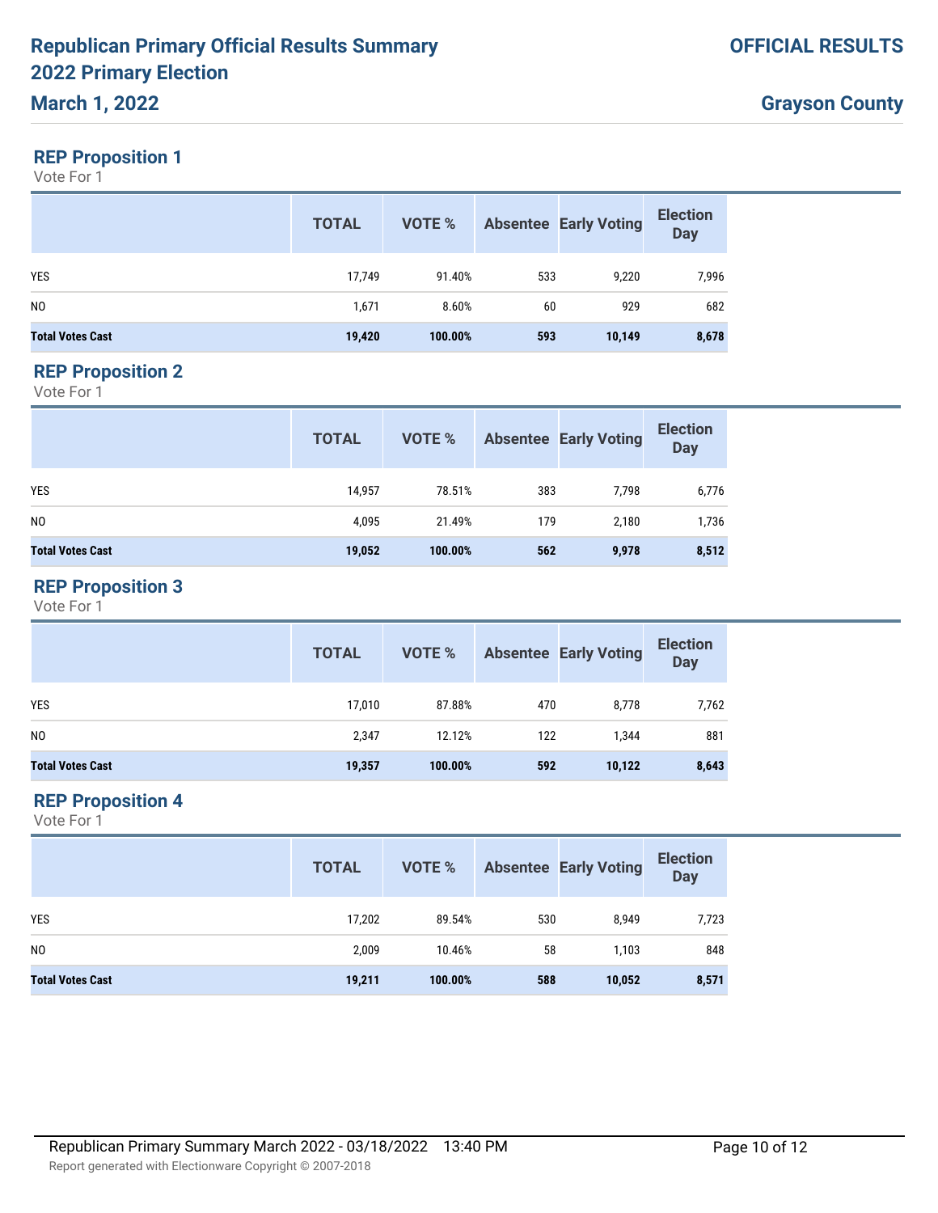# Republican Primary Official Results Summary
# 2022 Primary Election
## March 1, 2022

**OFFICIAL RESULTS**

**Grayson County**

### REP Proposition 1

Vote For 1

| | TOTAL | VOTE % | Absentee | Early Voting | Election Day |
|---|---|---|---|---|---|
| YES | 17,749 | 91.40% | 533 | 9,220 | 7,996 |
| NO | 1,671 | 8.60% | 60 | 929 | 682 |
| **Total Votes Cast** | **19,420** | **100.00%** | **593** | **10,149** | **8,678** |

### REP Proposition 2

Vote For 1

| | TOTAL | VOTE % | Absentee | Early Voting | Election Day |
|---|---|---|---|---|---|
| YES | 14,957 | 78.51% | 383 | 7,798 | 6,776 |
| NO | 4,095 | 21.49% | 179 | 2,180 | 1,736 |
| **Total Votes Cast** | **19,052** | **100.00%** | **562** | **9,978** | **8,512** |

### REP Proposition 3

Vote For 1

| | TOTAL | VOTE % | Absentee | Early Voting | Election Day |
|---|---|---|---|---|---|
| YES | 17,010 | 87.88% | 470 | 8,778 | 7,762 |
| NO | 2,347 | 12.12% | 122 | 1,344 | 881 |
| **Total Votes Cast** | **19,357** | **100.00%** | **592** | **10,122** | **8,643** |

### REP Proposition 4

Vote For 1

| | TOTAL | VOTE % | Absentee | Early Voting | Election Day |
|---|---|---|---|---|---|
| YES | 17,202 | 89.54% | 530 | 8,949 | 7,723 |
| NO | 2,009 | 10.46% | 58 | 1,103 | 848 |
| **Total Votes Cast** | **19,211** | **100.00%** | **588** | **10,052** | **8,571** |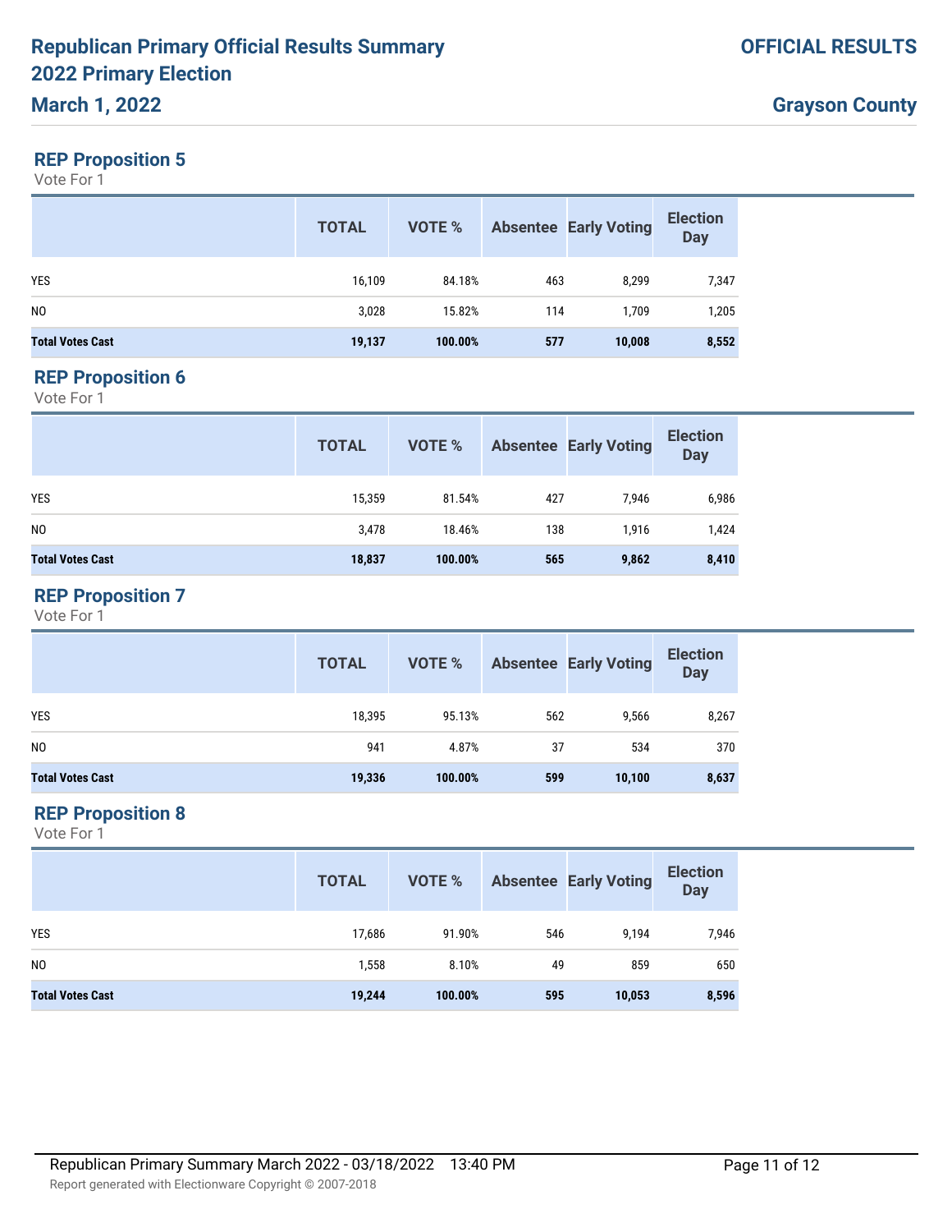# Republican Primary Official Results Summary 2022 Primary Election

**March 1, 2022**

**OFFICIAL RESULTS**

**Grayson County**

## REP Proposition 5

Vote For 1

| | TOTAL | VOTE % | Absentee | Early Voting | Election Day |
|---|---|---|---|---|---|
| YES | 16,109 | 84.18% | 463 | 8,299 | 7,347 |
| NO | 3,028 | 15.82% | 114 | 1,709 | 1,205 |
| **Total Votes Cast** | **19,137** | **100.00%** | **577** | **10,008** | **8,552** |

## REP Proposition 6

Vote For 1

| | TOTAL | VOTE % | Absentee | Early Voting | Election Day |
|---|---|---|---|---|---|
| YES | 15,359 | 81.54% | 427 | 7,946 | 6,986 |
| NO | 3,478 | 18.46% | 138 | 1,916 | 1,424 |
| **Total Votes Cast** | **18,837** | **100.00%** | **565** | **9,862** | **8,410** |

## REP Proposition 7

Vote For 1

| | TOTAL | VOTE % | Absentee | Early Voting | Election Day |
|---|---|---|---|---|---|
| YES | 18,395 | 95.13% | 562 | 9,566 | 8,267 |
| NO | 941 | 4.87% | 37 | 534 | 370 |
| **Total Votes Cast** | **19,336** | **100.00%** | **599** | **10,100** | **8,637** |

## REP Proposition 8

Vote For 1

| | TOTAL | VOTE % | Absentee | Early Voting | Election Day |
|---|---|---|---|---|---|
| YES | 17,686 | 91.90% | 546 | 9,194 | 7,946 |
| NO | 1,558 | 8.10% | 49 | 859 | 650 |
| **Total Votes Cast** | **19,244** | **100.00%** | **595** | **10,053** | **8,596** |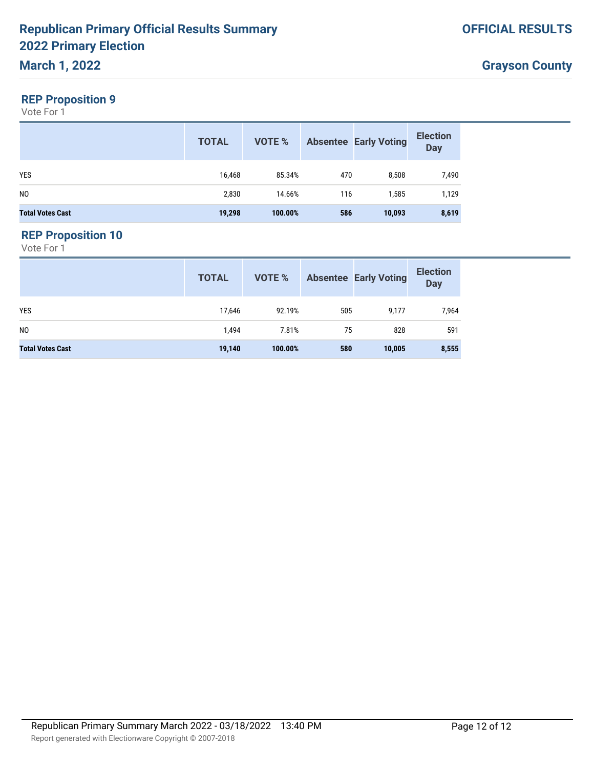# Republican Primary Official Results Summary 2022 Primary Election

**March 1, 2022**

**OFFICIAL RESULTS**

**Grayson County**

## REP Proposition 9

Vote For 1

| | TOTAL | VOTE % | Absentee | Early Voting | Election Day |
|---|---|---|---|---|---|
| YES | 16,468 | 85.34% | 470 | 8,508 | 7,490 |
| NO | 2,830 | 14.66% | 116 | 1,585 | 1,129 |
| **Total Votes Cast** | **19,298** | **100.00%** | **586** | **10,093** | **8,619** |

## REP Proposition 10

Vote For 1

| | TOTAL | VOTE % | Absentee | Early Voting | Election Day |
|---|---|---|---|---|---|
| YES | 17,646 | 92.19% | 505 | 9,177 | 7,964 |
| NO | 1,494 | 7.81% | 75 | 828 | 591 |
| **Total Votes Cast** | **19,140** | **100.00%** | **580** | **10,005** | **8,555** |